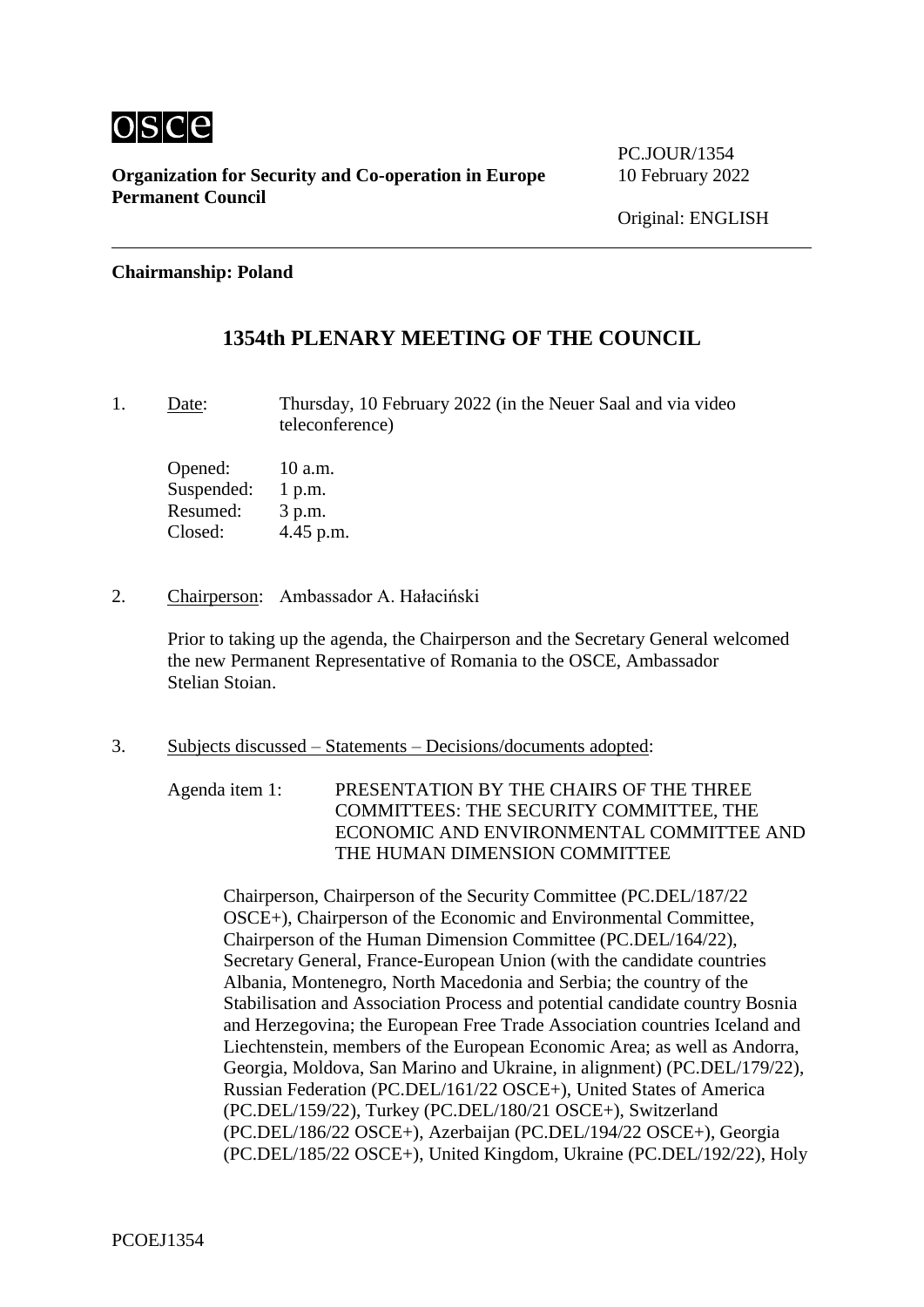osce

**Organization for Security and Co-operation in Europe**
**Permanent Council**

PC.JOUR/1354
10 February 2022

Original: ENGLISH

**Chairmanship: Poland**

# 1354th PLENARY MEETING OF THE COUNCIL

1. Date: Thursday, 10 February 2022 (in the Neuer Saal and via video teleconference)

   Opened: 10 a.m.
   Suspended: 1 p.m.
   Resumed: 3 p.m.
   Closed: 4.45 p.m.

2. Chairperson: Ambassador A. Hałaciński

   Prior to taking up the agenda, the Chairperson and the Secretary General welcomed the new Permanent Representative of Romania to the OSCE, Ambassador Stelian Stoian.

3. Subjects discussed – Statements – Decisions/documents adopted:

   Agenda item 1: PRESENTATION BY THE CHAIRS OF THE THREE COMMITTEES: THE SECURITY COMMITTEE, THE ECONOMIC AND ENVIRONMENTAL COMMITTEE AND THE HUMAN DIMENSION COMMITTEE

   Chairperson, Chairperson of the Security Committee (PC.DEL/187/22 OSCE+), Chairperson of the Economic and Environmental Committee, Chairperson of the Human Dimension Committee (PC.DEL/164/22), Secretary General, France-European Union (with the candidate countries Albania, Montenegro, North Macedonia and Serbia; the country of the Stabilisation and Association Process and potential candidate country Bosnia and Herzegovina; the European Free Trade Association countries Iceland and Liechtenstein, members of the European Economic Area; as well as Andorra, Georgia, Moldova, San Marino and Ukraine, in alignment) (PC.DEL/179/22), Russian Federation (PC.DEL/161/22 OSCE+), United States of America (PC.DEL/159/22), Turkey (PC.DEL/180/21 OSCE+), Switzerland (PC.DEL/186/22 OSCE+), Azerbaijan (PC.DEL/194/22 OSCE+), Georgia (PC.DEL/185/22 OSCE+), United Kingdom, Ukraine (PC.DEL/192/22), Holy

PCOEJ1354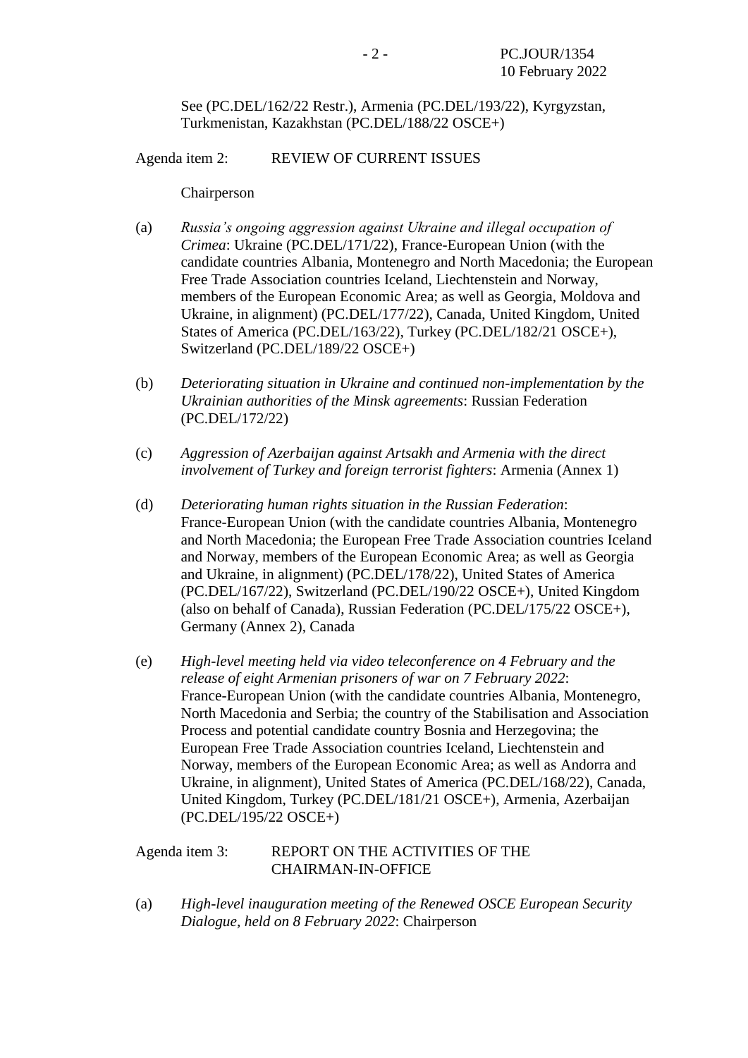See (PC.DEL/162/22 Restr.), Armenia (PC.DEL/193/22), Kyrgyzstan, Turkmenistan, Kazakhstan (PC.DEL/188/22 OSCE+)

Agenda item 2: REVIEW OF CURRENT ISSUES

Chairperson

(a) *Russia's ongoing aggression against Ukraine and illegal occupation of Crimea*: Ukraine (PC.DEL/171/22), France-European Union (with the candidate countries Albania, Montenegro and North Macedonia; the European Free Trade Association countries Iceland, Liechtenstein and Norway, members of the European Economic Area; as well as Georgia, Moldova and Ukraine, in alignment) (PC.DEL/177/22), Canada, United Kingdom, United States of America (PC.DEL/163/22), Turkey (PC.DEL/182/21 OSCE+), Switzerland (PC.DEL/189/22 OSCE+)

(b) *Deteriorating situation in Ukraine and continued non-implementation by the Ukrainian authorities of the Minsk agreements*: Russian Federation (PC.DEL/172/22)

(c) *Aggression of Azerbaijan against Artsakh and Armenia with the direct involvement of Turkey and foreign terrorist fighters*: Armenia (Annex 1)

(d) *Deteriorating human rights situation in the Russian Federation*: France-European Union (with the candidate countries Albania, Montenegro and North Macedonia; the European Free Trade Association countries Iceland and Norway, members of the European Economic Area; as well as Georgia and Ukraine, in alignment) (PC.DEL/178/22), United States of America (PC.DEL/167/22), Switzerland (PC.DEL/190/22 OSCE+), United Kingdom (also on behalf of Canada), Russian Federation (PC.DEL/175/22 OSCE+), Germany (Annex 2), Canada

(e) *High-level meeting held via video teleconference on 4 February and the release of eight Armenian prisoners of war on 7 February 2022*: France-European Union (with the candidate countries Albania, Montenegro, North Macedonia and Serbia; the country of the Stabilisation and Association Process and potential candidate country Bosnia and Herzegovina; the European Free Trade Association countries Iceland, Liechtenstein and Norway, members of the European Economic Area; as well as Andorra and Ukraine, in alignment), United States of America (PC.DEL/168/22), Canada, United Kingdom, Turkey (PC.DEL/181/21 OSCE+), Armenia, Azerbaijan (PC.DEL/195/22 OSCE+)

Agenda item 3: REPORT ON THE ACTIVITIES OF THE CHAIRMAN-IN-OFFICE

(a) *High-level inauguration meeting of the Renewed OSCE European Security Dialogue, held on 8 February 2022*: Chairperson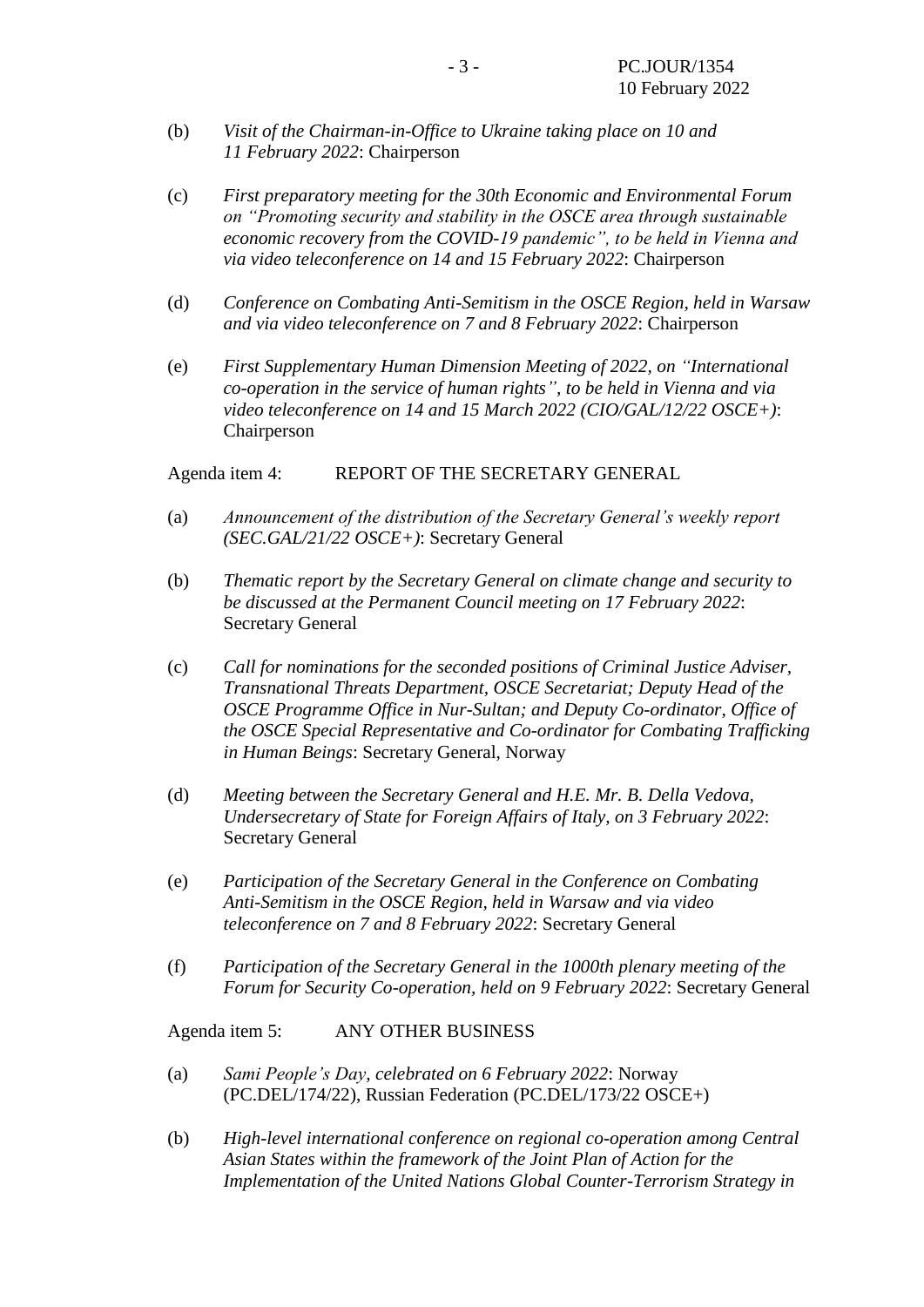(b) *Visit of the Chairman-in-Office to Ukraine taking place on 10 and 11 February 2022*: Chairperson

(c) *First preparatory meeting for the 30th Economic and Environmental Forum on "Promoting security and stability in the OSCE area through sustainable economic recovery from the COVID-19 pandemic", to be held in Vienna and via video teleconference on 14 and 15 February 2022*: Chairperson

(d) *Conference on Combating Anti-Semitism in the OSCE Region, held in Warsaw and via video teleconference on 7 and 8 February 2022*: Chairperson

(e) *First Supplementary Human Dimension Meeting of 2022, on "International co-operation in the service of human rights", to be held in Vienna and via video teleconference on 14 and 15 March 2022 (CIO/GAL/12/22 OSCE+)*: Chairperson

Agenda item 4: REPORT OF THE SECRETARY GENERAL

(a) *Announcement of the distribution of the Secretary General's weekly report (SEC.GAL/21/22 OSCE+)*: Secretary General

(b) *Thematic report by the Secretary General on climate change and security to be discussed at the Permanent Council meeting on 17 February 2022*: Secretary General

(c) *Call for nominations for the seconded positions of Criminal Justice Adviser, Transnational Threats Department, OSCE Secretariat; Deputy Head of the OSCE Programme Office in Nur-Sultan; and Deputy Co-ordinator, Office of the OSCE Special Representative and Co-ordinator for Combating Trafficking in Human Beings*: Secretary General, Norway

(d) *Meeting between the Secretary General and H.E. Mr. B. Della Vedova, Undersecretary of State for Foreign Affairs of Italy, on 3 February 2022*: Secretary General

(e) *Participation of the Secretary General in the Conference on Combating Anti-Semitism in the OSCE Region, held in Warsaw and via video teleconference on 7 and 8 February 2022*: Secretary General

(f) *Participation of the Secretary General in the 1000th plenary meeting of the Forum for Security Co-operation, held on 9 February 2022*: Secretary General

Agenda item 5: ANY OTHER BUSINESS

(a) *Sami People's Day, celebrated on 6 February 2022*: Norway (PC.DEL/174/22), Russian Federation (PC.DEL/173/22 OSCE+)

(b) *High-level international conference on regional co-operation among Central Asian States within the framework of the Joint Plan of Action for the Implementation of the United Nations Global Counter-Terrorism Strategy in*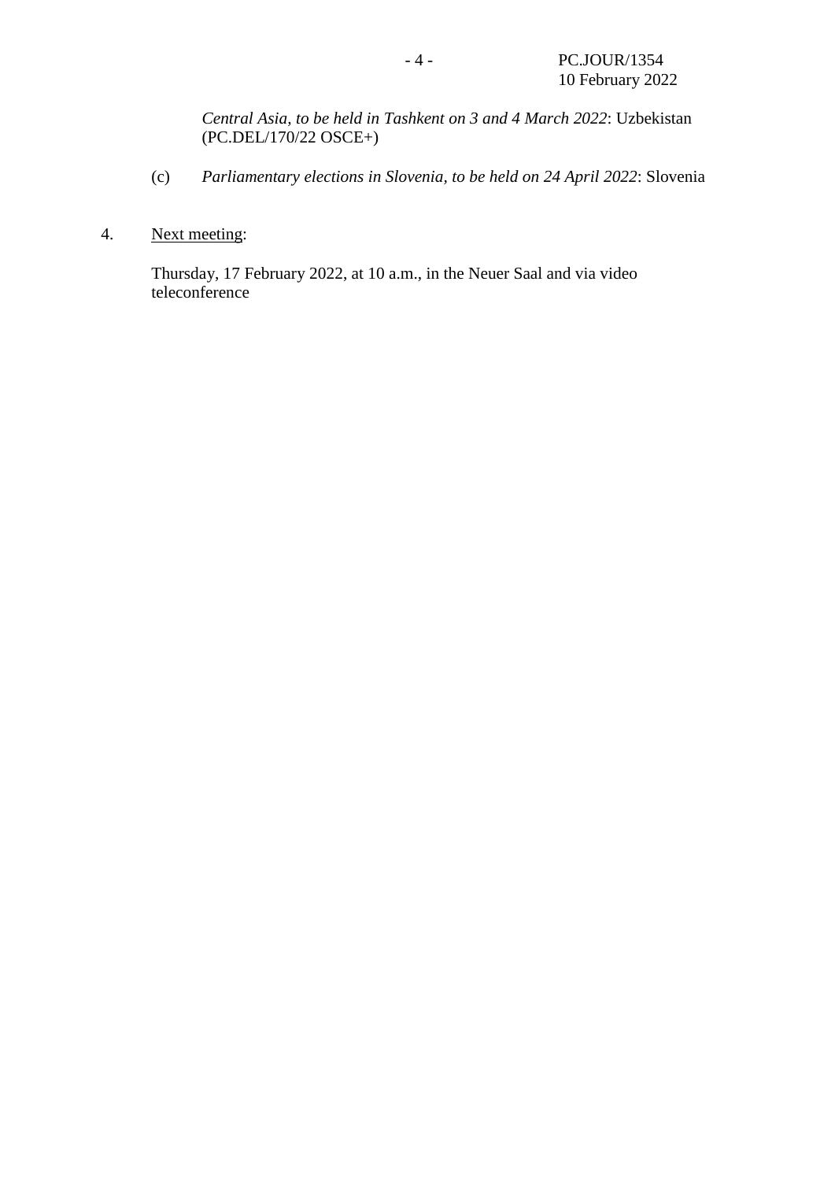*Central Asia, to be held in Tashkent on 3 and 4 March 2022*: Uzbekistan (PC.DEL/170/22 OSCE+)

(c) *Parliamentary elections in Slovenia, to be held on 24 April 2022*: Slovenia

4. Next meeting:

Thursday, 17 February 2022, at 10 a.m., in the Neuer Saal and via video teleconference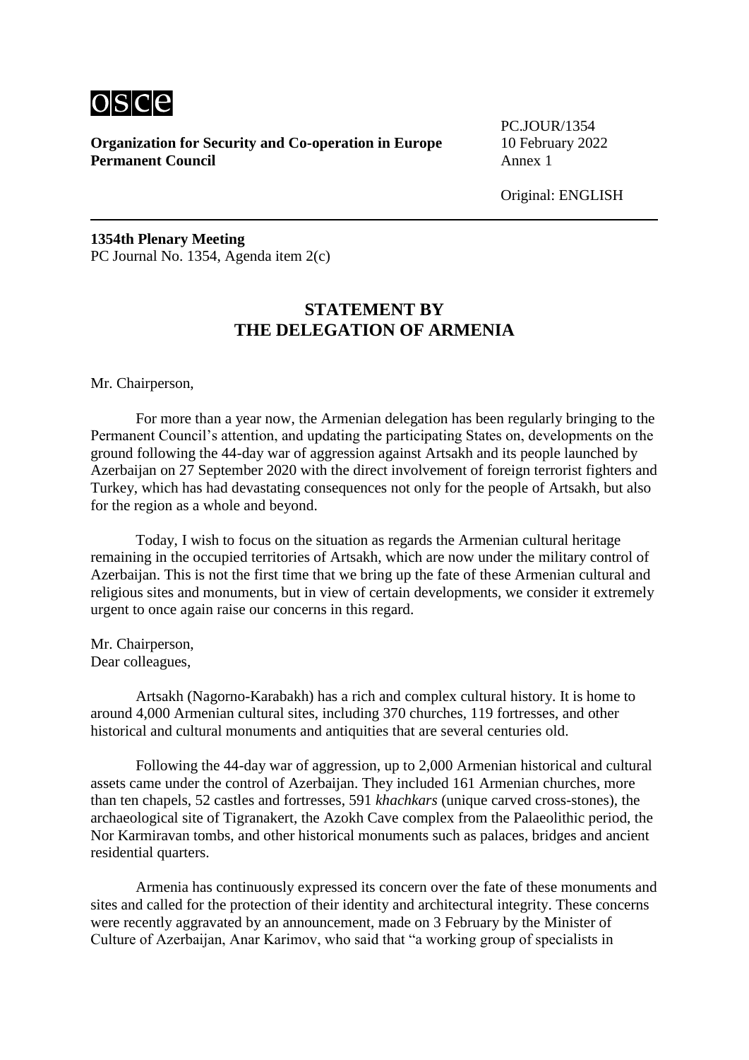**Organization for Security and Co-operation in Europe**
**Permanent Council**

PC.JOUR/1354
10 February 2022
Annex 1

Original: ENGLISH

**1354th Plenary Meeting**
PC Journal No. 1354, Agenda item 2(c)

## STATEMENT BY THE DELEGATION OF ARMENIA

Mr. Chairperson,

For more than a year now, the Armenian delegation has been regularly bringing to the Permanent Council's attention, and updating the participating States on, developments on the ground following the 44-day war of aggression against Artsakh and its people launched by Azerbaijan on 27 September 2020 with the direct involvement of foreign terrorist fighters and Turkey, which has had devastating consequences not only for the people of Artsakh, but also for the region as a whole and beyond.

Today, I wish to focus on the situation as regards the Armenian cultural heritage remaining in the occupied territories of Artsakh, which are now under the military control of Azerbaijan. This is not the first time that we bring up the fate of these Armenian cultural and religious sites and monuments, but in view of certain developments, we consider it extremely urgent to once again raise our concerns in this regard.

Mr. Chairperson,
Dear colleagues,

Artsakh (Nagorno-Karabakh) has a rich and complex cultural history. It is home to around 4,000 Armenian cultural sites, including 370 churches, 119 fortresses, and other historical and cultural monuments and antiquities that are several centuries old.

Following the 44-day war of aggression, up to 2,000 Armenian historical and cultural assets came under the control of Azerbaijan. They included 161 Armenian churches, more than ten chapels, 52 castles and fortresses, 591 *khachkars* (unique carved cross-stones), the archaeological site of Tigranakert, the Azokh Cave complex from the Palaeolithic period, the Nor Karmiravan tombs, and other historical monuments such as palaces, bridges and ancient residential quarters.

Armenia has continuously expressed its concern over the fate of these monuments and sites and called for the protection of their identity and architectural integrity. These concerns were recently aggravated by an announcement, made on 3 February by the Minister of Culture of Azerbaijan, Anar Karimov, who said that "a working group of specialists in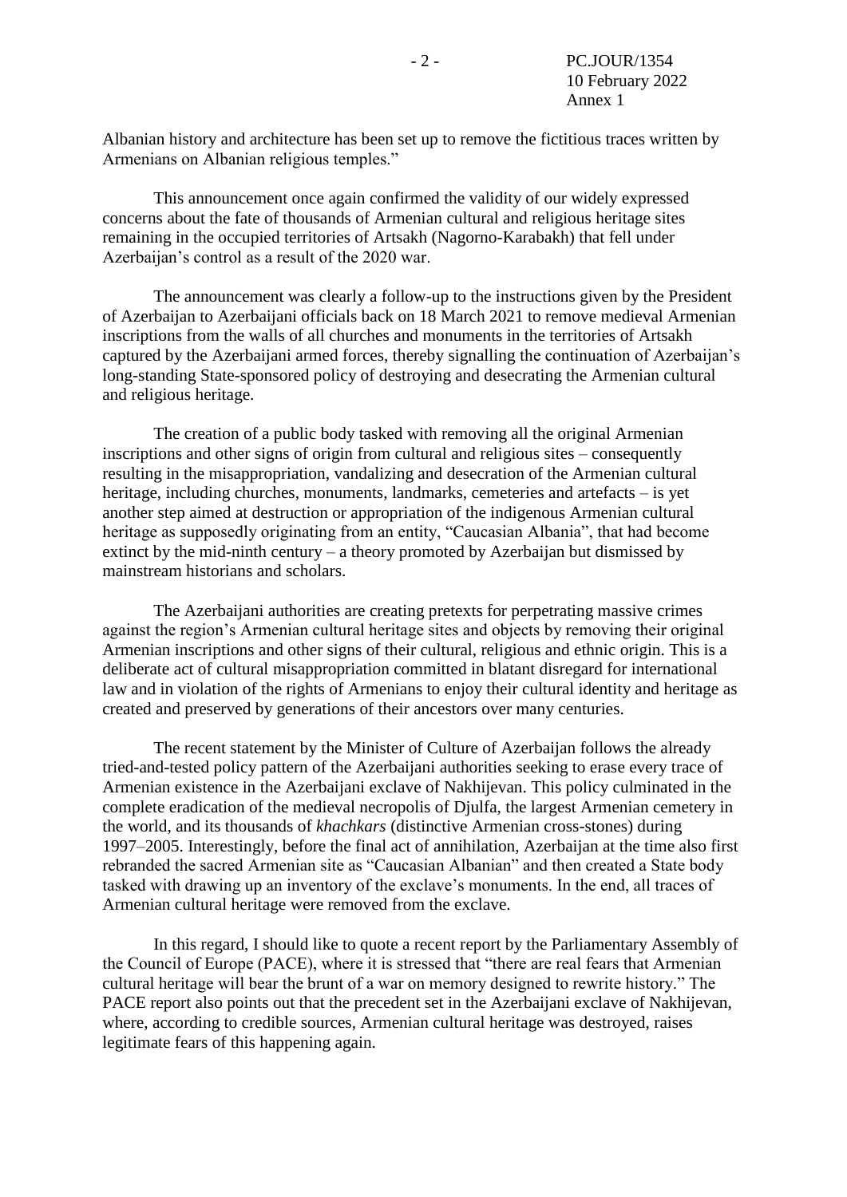Albanian history and architecture has been set up to remove the fictitious traces written by Armenians on Albanian religious temples."

This announcement once again confirmed the validity of our widely expressed concerns about the fate of thousands of Armenian cultural and religious heritage sites remaining in the occupied territories of Artsakh (Nagorno-Karabakh) that fell under Azerbaijan's control as a result of the 2020 war.

The announcement was clearly a follow-up to the instructions given by the President of Azerbaijan to Azerbaijani officials back on 18 March 2021 to remove medieval Armenian inscriptions from the walls of all churches and monuments in the territories of Artsakh captured by the Azerbaijani armed forces, thereby signalling the continuation of Azerbaijan's long-standing State-sponsored policy of destroying and desecrating the Armenian cultural and religious heritage.

The creation of a public body tasked with removing all the original Armenian inscriptions and other signs of origin from cultural and religious sites – consequently resulting in the misappropriation, vandalizing and desecration of the Armenian cultural heritage, including churches, monuments, landmarks, cemeteries and artefacts – is yet another step aimed at destruction or appropriation of the indigenous Armenian cultural heritage as supposedly originating from an entity, "Caucasian Albania", that had become extinct by the mid-ninth century – a theory promoted by Azerbaijan but dismissed by mainstream historians and scholars.

The Azerbaijani authorities are creating pretexts for perpetrating massive crimes against the region's Armenian cultural heritage sites and objects by removing their original Armenian inscriptions and other signs of their cultural, religious and ethnic origin. This is a deliberate act of cultural misappropriation committed in blatant disregard for international law and in violation of the rights of Armenians to enjoy their cultural identity and heritage as created and preserved by generations of their ancestors over many centuries.

The recent statement by the Minister of Culture of Azerbaijan follows the already tried-and-tested policy pattern of the Azerbaijani authorities seeking to erase every trace of Armenian existence in the Azerbaijani exclave of Nakhijevan. This policy culminated in the complete eradication of the medieval necropolis of Djulfa, the largest Armenian cemetery in the world, and its thousands of *khachkars* (distinctive Armenian cross-stones) during 1997–2005. Interestingly, before the final act of annihilation, Azerbaijan at the time also first rebranded the sacred Armenian site as "Caucasian Albanian" and then created a State body tasked with drawing up an inventory of the exclave's monuments. In the end, all traces of Armenian cultural heritage were removed from the exclave.

In this regard, I should like to quote a recent report by the Parliamentary Assembly of the Council of Europe (PACE), where it is stressed that "there are real fears that Armenian cultural heritage will bear the brunt of a war on memory designed to rewrite history." The PACE report also points out that the precedent set in the Azerbaijani exclave of Nakhijevan, where, according to credible sources, Armenian cultural heritage was destroyed, raises legitimate fears of this happening again.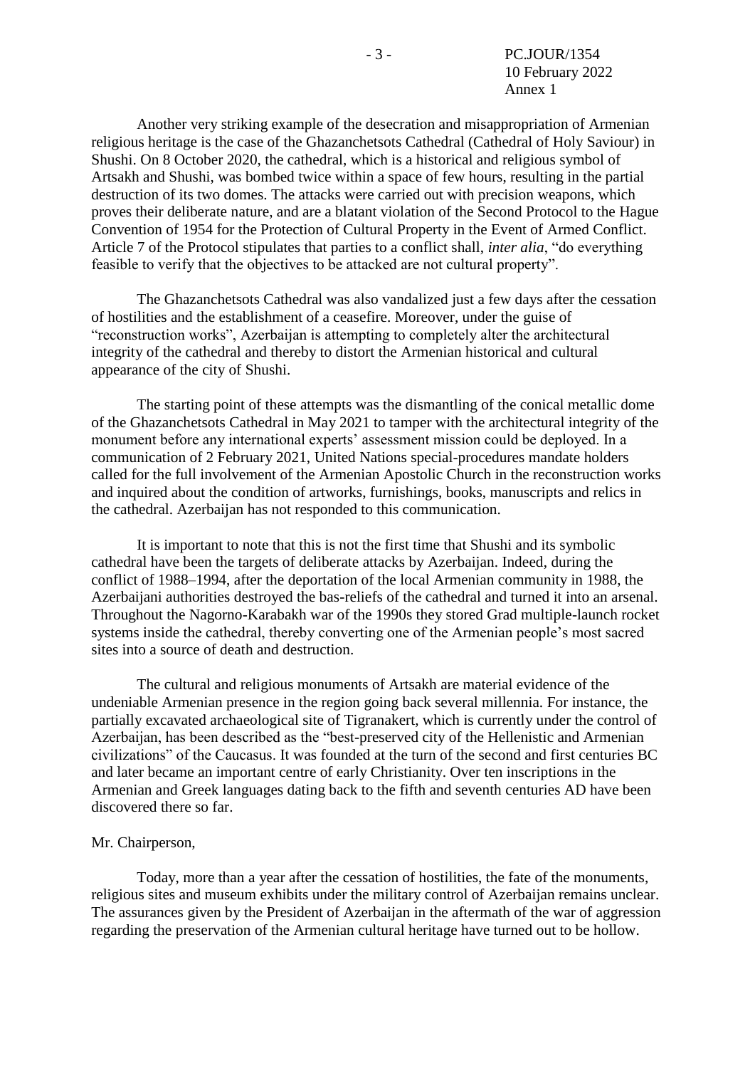Another very striking example of the desecration and misappropriation of Armenian religious heritage is the case of the Ghazanchetsots Cathedral (Cathedral of Holy Saviour) in Shushi. On 8 October 2020, the cathedral, which is a historical and religious symbol of Artsakh and Shushi, was bombed twice within a space of few hours, resulting in the partial destruction of its two domes. The attacks were carried out with precision weapons, which proves their deliberate nature, and are a blatant violation of the Second Protocol to the Hague Convention of 1954 for the Protection of Cultural Property in the Event of Armed Conflict. Article 7 of the Protocol stipulates that parties to a conflict shall, *inter alia*, "do everything feasible to verify that the objectives to be attacked are not cultural property".

The Ghazanchetsots Cathedral was also vandalized just a few days after the cessation of hostilities and the establishment of a ceasefire. Moreover, under the guise of "reconstruction works", Azerbaijan is attempting to completely alter the architectural integrity of the cathedral and thereby to distort the Armenian historical and cultural appearance of the city of Shushi.

The starting point of these attempts was the dismantling of the conical metallic dome of the Ghazanchetsots Cathedral in May 2021 to tamper with the architectural integrity of the monument before any international experts' assessment mission could be deployed. In a communication of 2 February 2021, United Nations special-procedures mandate holders called for the full involvement of the Armenian Apostolic Church in the reconstruction works and inquired about the condition of artworks, furnishings, books, manuscripts and relics in the cathedral. Azerbaijan has not responded to this communication.

It is important to note that this is not the first time that Shushi and its symbolic cathedral have been the targets of deliberate attacks by Azerbaijan. Indeed, during the conflict of 1988–1994, after the deportation of the local Armenian community in 1988, the Azerbaijani authorities destroyed the bas-reliefs of the cathedral and turned it into an arsenal. Throughout the Nagorno-Karabakh war of the 1990s they stored Grad multiple-launch rocket systems inside the cathedral, thereby converting one of the Armenian people's most sacred sites into a source of death and destruction.

The cultural and religious monuments of Artsakh are material evidence of the undeniable Armenian presence in the region going back several millennia. For instance, the partially excavated archaeological site of Tigranakert, which is currently under the control of Azerbaijan, has been described as the "best-preserved city of the Hellenistic and Armenian civilizations" of the Caucasus. It was founded at the turn of the second and first centuries BC and later became an important centre of early Christianity. Over ten inscriptions in the Armenian and Greek languages dating back to the fifth and seventh centuries AD have been discovered there so far.

Mr. Chairperson,

Today, more than a year after the cessation of hostilities, the fate of the monuments, religious sites and museum exhibits under the military control of Azerbaijan remains unclear. The assurances given by the President of Azerbaijan in the aftermath of the war of aggression regarding the preservation of the Armenian cultural heritage have turned out to be hollow.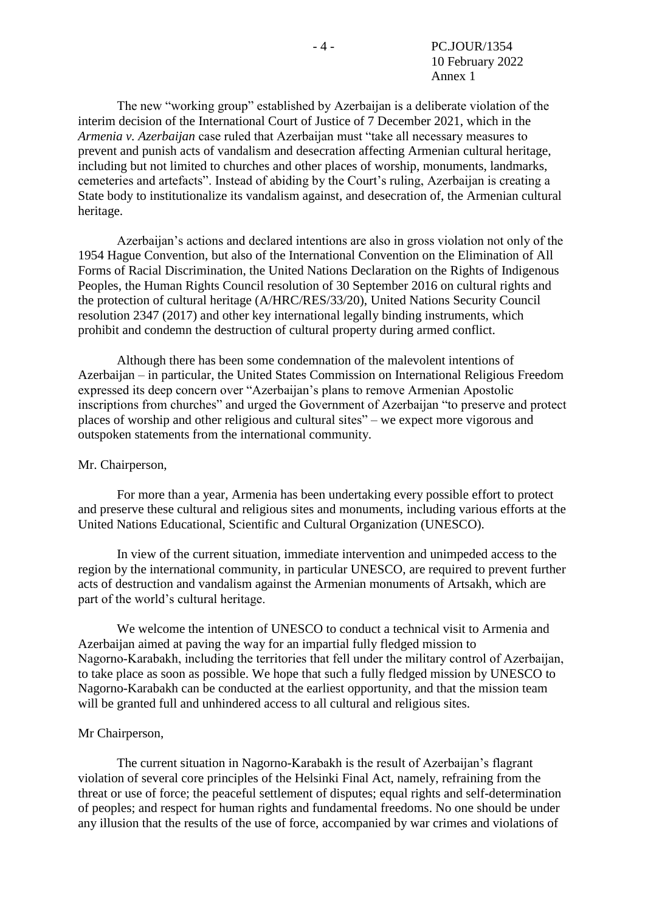The new "working group" established by Azerbaijan is a deliberate violation of the interim decision of the International Court of Justice of 7 December 2021, which in the *Armenia v. Azerbaijan* case ruled that Azerbaijan must "take all necessary measures to prevent and punish acts of vandalism and desecration affecting Armenian cultural heritage, including but not limited to churches and other places of worship, monuments, landmarks, cemeteries and artefacts". Instead of abiding by the Court's ruling, Azerbaijan is creating a State body to institutionalize its vandalism against, and desecration of, the Armenian cultural heritage.

Azerbaijan's actions and declared intentions are also in gross violation not only of the 1954 Hague Convention, but also of the International Convention on the Elimination of All Forms of Racial Discrimination, the United Nations Declaration on the Rights of Indigenous Peoples, the Human Rights Council resolution of 30 September 2016 on cultural rights and the protection of cultural heritage (A/HRC/RES/33/20), United Nations Security Council resolution 2347 (2017) and other key international legally binding instruments, which prohibit and condemn the destruction of cultural property during armed conflict.

Although there has been some condemnation of the malevolent intentions of Azerbaijan – in particular, the United States Commission on International Religious Freedom expressed its deep concern over "Azerbaijan's plans to remove Armenian Apostolic inscriptions from churches" and urged the Government of Azerbaijan "to preserve and protect places of worship and other religious and cultural sites" – we expect more vigorous and outspoken statements from the international community.

Mr. Chairperson,

For more than a year, Armenia has been undertaking every possible effort to protect and preserve these cultural and religious sites and monuments, including various efforts at the United Nations Educational, Scientific and Cultural Organization (UNESCO).

In view of the current situation, immediate intervention and unimpeded access to the region by the international community, in particular UNESCO, are required to prevent further acts of destruction and vandalism against the Armenian monuments of Artsakh, which are part of the world's cultural heritage.

We welcome the intention of UNESCO to conduct a technical visit to Armenia and Azerbaijan aimed at paving the way for an impartial fully fledged mission to Nagorno-Karabakh, including the territories that fell under the military control of Azerbaijan, to take place as soon as possible. We hope that such a fully fledged mission by UNESCO to Nagorno-Karabakh can be conducted at the earliest opportunity, and that the mission team will be granted full and unhindered access to all cultural and religious sites.

Mr Chairperson,

The current situation in Nagorno-Karabakh is the result of Azerbaijan's flagrant violation of several core principles of the Helsinki Final Act, namely, refraining from the threat or use of force; the peaceful settlement of disputes; equal rights and self-determination of peoples; and respect for human rights and fundamental freedoms. No one should be under any illusion that the results of the use of force, accompanied by war crimes and violations of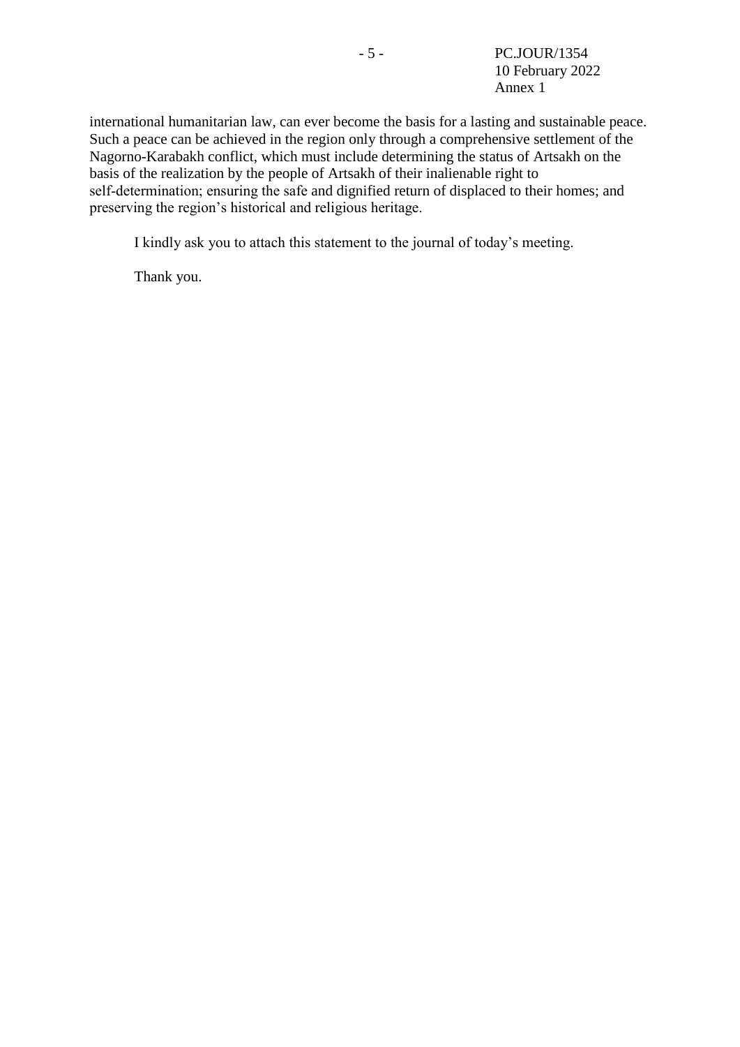international humanitarian law, can ever become the basis for a lasting and sustainable peace. Such a peace can be achieved in the region only through a comprehensive settlement of the Nagorno-Karabakh conflict, which must include determining the status of Artsakh on the basis of the realization by the people of Artsakh of their inalienable right to self-determination; ensuring the safe and dignified return of displaced to their homes; and preserving the region's historical and religious heritage.

I kindly ask you to attach this statement to the journal of today's meeting.

Thank you.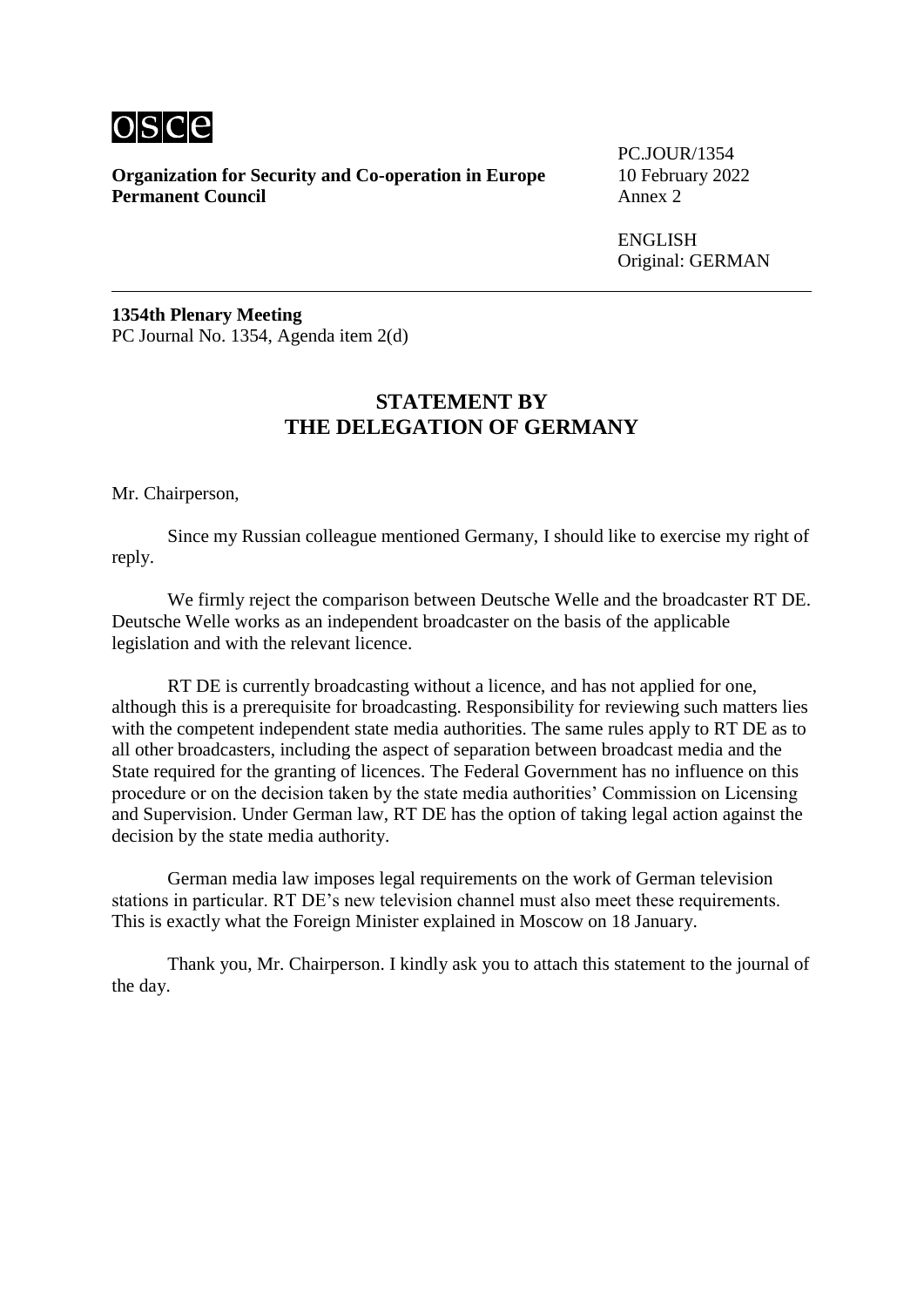**Organization for Security and Co-operation in Europe**
**Permanent Council**

PC.JOUR/1354
10 February 2022
Annex 2

ENGLISH
Original: GERMAN

---

**1354th Plenary Meeting**
PC Journal No. 1354, Agenda item 2(d)

## STATEMENT BY THE DELEGATION OF GERMANY

Mr. Chairperson,

Since my Russian colleague mentioned Germany, I should like to exercise my right of reply.

We firmly reject the comparison between Deutsche Welle and the broadcaster RT DE. Deutsche Welle works as an independent broadcaster on the basis of the applicable legislation and with the relevant licence.

RT DE is currently broadcasting without a licence, and has not applied for one, although this is a prerequisite for broadcasting. Responsibility for reviewing such matters lies with the competent independent state media authorities. The same rules apply to RT DE as to all other broadcasters, including the aspect of separation between broadcast media and the State required for the granting of licences. The Federal Government has no influence on this procedure or on the decision taken by the state media authorities' Commission on Licensing and Supervision. Under German law, RT DE has the option of taking legal action against the decision by the state media authority.

German media law imposes legal requirements on the work of German television stations in particular. RT DE's new television channel must also meet these requirements. This is exactly what the Foreign Minister explained in Moscow on 18 January.

Thank you, Mr. Chairperson. I kindly ask you to attach this statement to the journal of the day.